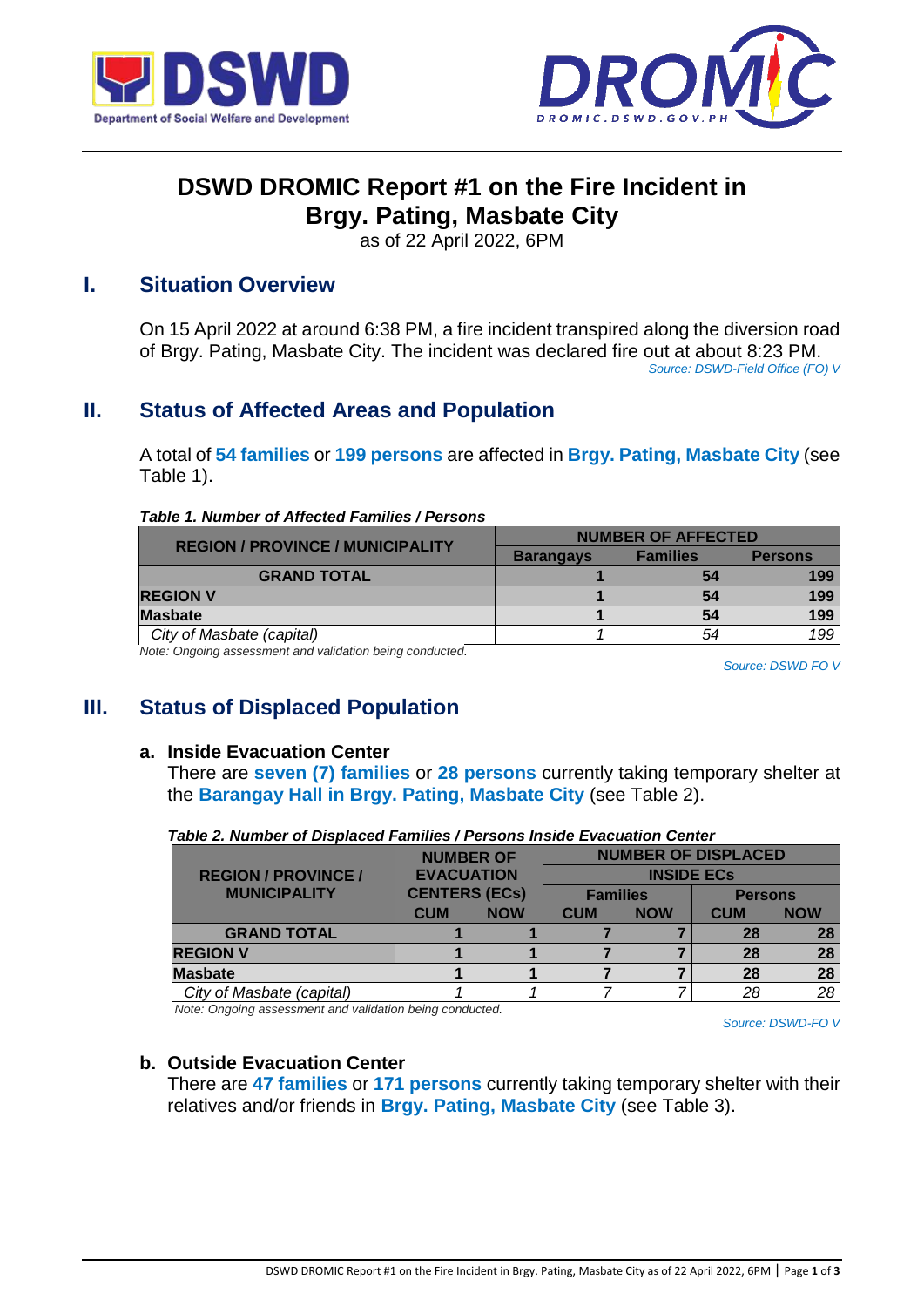# DSWD DROMIC Report #1 on the Fire Incident in Brgy. Pating, Masbate City

as of 22 April 2022, 6PM

## I. Situation Overview

On 15 April 2022 at around 6:38 PM, a fire incident transpired along the diversion road of Brgy. Pating, Masbate City. The incident was declared fire out at about 8:23 PM.

*Source: DSWD-Field Office (FO) V*

## II. Status of Affected Areas and Population

A total of **54 families** or **199 persons** are affected in **Brgy. Pating, Masbate City** (see Table 1).

***Table 1. Number of Affected Families / Persons***

| REGION / PROVINCE / MUNICIPALITY | NUMBER OF AFFECTED | | |
|---|---|---|---|
| | Barangays | Families | Persons |
| **GRAND TOTAL** | **1** | **54** | **199** |
| **REGION V** | **1** | **54** | **199** |
| **Masbate** | **1** | **54** | **199** |
| *City of Masbate (capital)* | *1* | *54* | *199* |

*Note: Ongoing assessment and validation being conducted.*

*Source: DSWD FO V*

## III. Status of Displaced Population

### a. Inside Evacuation Center

There are **seven (7) families** or **28 persons** currently taking temporary shelter at the **Barangay Hall in Brgy. Pating, Masbate City** (see Table 2).

***Table 2. Number of Displaced Families / Persons Inside Evacuation Center***

| REGION / PROVINCE / MUNICIPALITY | NUMBER OF EVACUATION CENTERS (ECs) | | NUMBER OF DISPLACED INSIDE ECs | | | |
|---|---|---|---|---|---|---|
| | | | Families | | Persons | |
| | CUM | NOW | CUM | NOW | CUM | NOW |
| **GRAND TOTAL** | **1** | **1** | **7** | **7** | **28** | **28** |
| **REGION V** | **1** | **1** | **7** | **7** | **28** | **28** |
| **Masbate** | **1** | **1** | **7** | **7** | **28** | **28** |
| *City of Masbate (capital)* | *1* | *1* | *7* | *7* | *28* | *28* |

*Note: Ongoing assessment and validation being conducted.*

*Source: DSWD-FO V*

### b. Outside Evacuation Center

There are **47 families** or **171 persons** currently taking temporary shelter with their relatives and/or friends in **Brgy. Pating, Masbate City** (see Table 3).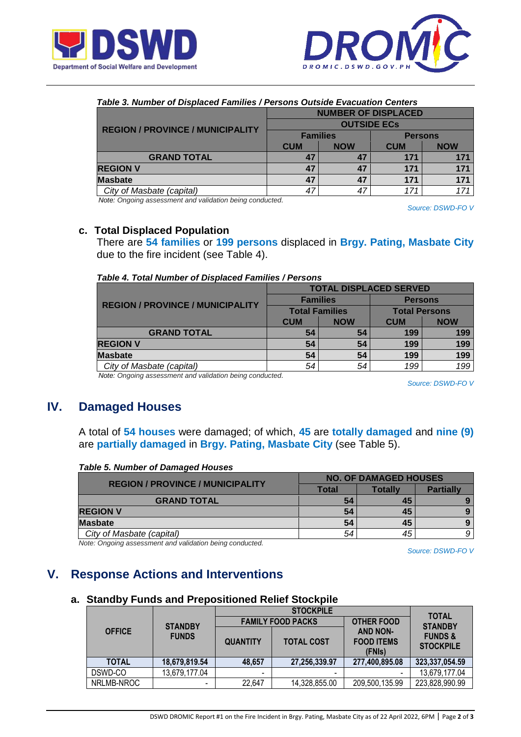*Table 3. Number of Displaced Families / Persons Outside Evacuation Centers*

| REGION / PROVINCE / MUNICIPALITY | NUMBER OF DISPLACED OUTSIDE ECs | | | |
|---|---|---|---|---|
| | Families | | Persons | |
| | CUM | NOW | CUM | NOW |
| **GRAND TOTAL** | **47** | **47** | **171** | **171** |
| **REGION V** | **47** | **47** | **171** | **171** |
| **Masbate** | **47** | **47** | **171** | **171** |
| *City of Masbate (capital)* | *47* | *47* | *171* | *171* |

*Note: Ongoing assessment and validation being conducted.*

*Source: DSWD-FO V*

### c. Total Displaced Population

There are **54 families** or **199 persons** displaced in **Brgy. Pating, Masbate City** due to the fire incident (see Table 4).

*Table 4. Total Number of Displaced Families / Persons*

| REGION / PROVINCE / MUNICIPALITY | TOTAL DISPLACED SERVED | | | |
|---|---|---|---|---|
| | Families | | Persons | |
| | Total Families | | Total Persons | |
| | CUM | NOW | CUM | NOW |
| **GRAND TOTAL** | **54** | **54** | **199** | **199** |
| **REGION V** | **54** | **54** | **199** | **199** |
| **Masbate** | **54** | **54** | **199** | **199** |
| *City of Masbate (capital)* | *54* | *54* | *199* | *199* |

*Note: Ongoing assessment and validation being conducted.*

*Source: DSWD-FO V*

## IV. Damaged Houses

A total of **54 houses** were damaged; of which, **45** are **totally damaged** and **nine (9)** are **partially damaged** in **Brgy. Pating, Masbate City** (see Table 5).

*Table 5. Number of Damaged Houses*

| REGION / PROVINCE / MUNICIPALITY | NO. OF DAMAGED HOUSES | | |
|---|---|---|---|
| | Total | Totally | Partially |
| **GRAND TOTAL** | **54** | **45** | **9** |
| **REGION V** | **54** | **45** | **9** |
| **Masbate** | **54** | **45** | **9** |
| *City of Masbate (capital)* | *54* | *45* | *9* |

*Note: Ongoing assessment and validation being conducted.*

*Source: DSWD-FO V*

## V. Response Actions and Interventions

### a. Standby Funds and Prepositioned Relief Stockpile

| OFFICE | STANDBY FUNDS | STOCKPILE | | | TOTAL STANDBY FUNDS & STOCKPILE |
|---|---|---|---|---|---|
| | | FAMILY FOOD PACKS | | OTHER FOOD AND NON-FOOD ITEMS (FNIs) | |
| | | QUANTITY | TOTAL COST | | |
| **TOTAL** | **18,679,819.54** | **48,657** | **27,256,339.97** | **277,400,895.08** | **323,337,054.59** |
| DSWD-CO | 13,679,177.04 | - | - | - | 13,679,177.04 |
| NRLMB-NROC | - | 22,647 | 14,328,855.00 | 209,500,135.99 | 223,828,990.99 |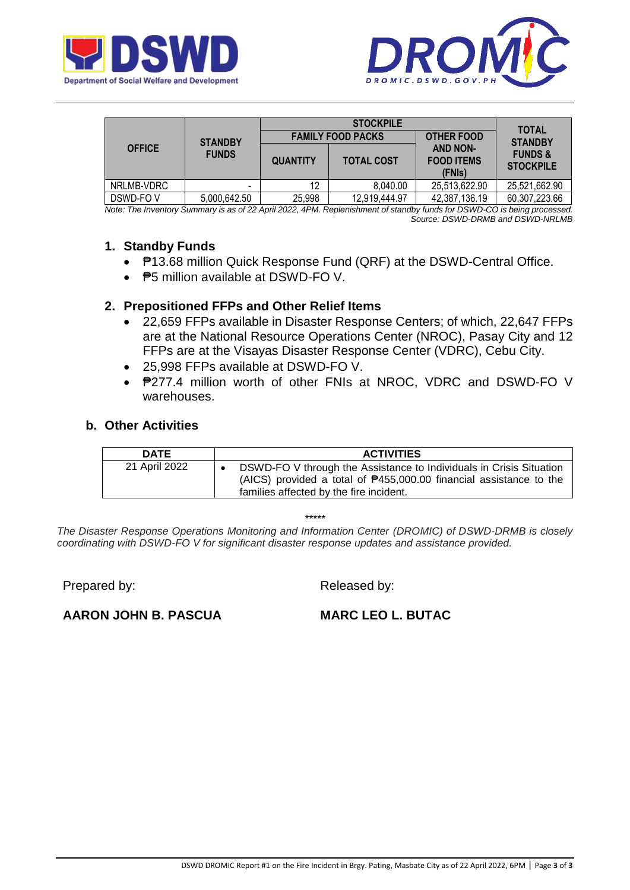| OFFICE | STANDBY FUNDS | STOCKPILE | | | TOTAL STANDBY FUNDS & STOCKPILE |
|---|---|---|---|---|---|
| | | FAMILY FOOD PACKS | | OTHER FOOD AND NON-FOOD ITEMS (FNIs) | |
| | | QUANTITY | TOTAL COST | | |
| NRLMB-VDRC | - | 12 | 8,040.00 | 25,513,622.90 | 25,521,662.90 |
| DSWD-FO V | 5,000,642.50 | 25,998 | 12,919,444.97 | 42,387,136.19 | 60,307,223.66 |

*Note: The Inventory Summary is as of 22 April 2022, 4PM. Replenishment of standby funds for DSWD-CO is being processed.*
*Source: DSWD-DRMB and DSWD-NRLMB*

### 1. Standby Funds

- ₱13.68 million Quick Response Fund (QRF) at the DSWD-Central Office.
- ₱5 million available at DSWD-FO V.

### 2. Prepositioned FFPs and Other Relief Items

- 22,659 FFPs available in Disaster Response Centers; of which, 22,647 FFPs are at the National Resource Operations Center (NROC), Pasay City and 12 FFPs are at the Visayas Disaster Response Center (VDRC), Cebu City.
- 25,998 FFPs available at DSWD-FO V.
- ₱277.4 million worth of other FNIs at NROC, VDRC and DSWD-FO V warehouses.

## b. Other Activities

| DATE | ACTIVITIES |
|---|---|
| 21 April 2022 | • DSWD-FO V through the Assistance to Individuals in Crisis Situation (AICS) provided a total of ₱455,000.00 financial assistance to the families affected by the fire incident. |

*****

*The Disaster Response Operations Monitoring and Information Center (DROMIC) of DSWD-DRMB is closely coordinating with DSWD-FO V for significant disaster response updates and assistance provided.*

Prepared by:

**AARON JOHN B. PASCUA**

Released by:

**MARC LEO L. BUTAC**